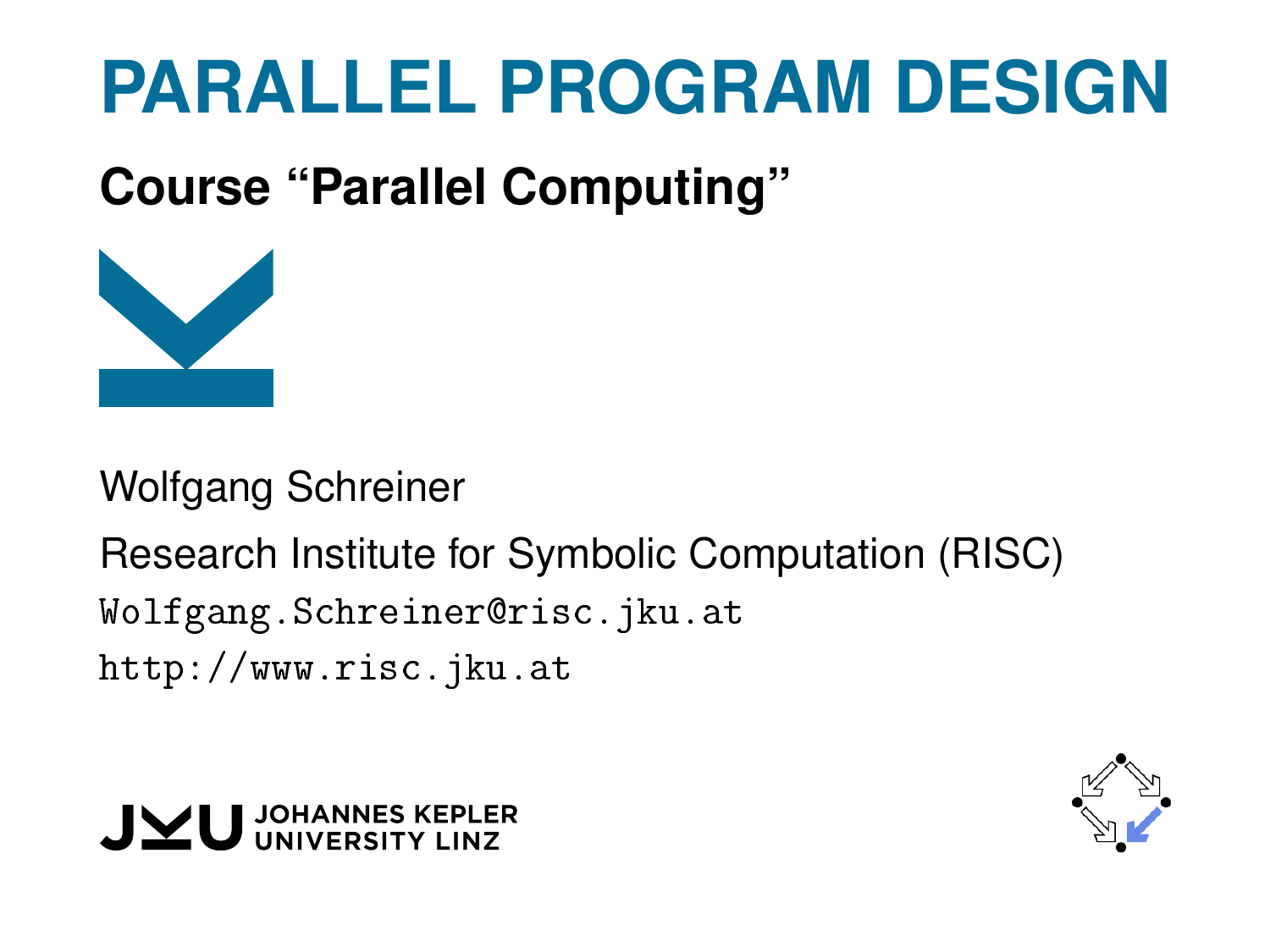# PARALLEL PROGRAM DESIGN

## Course "Parallel Computing"

Wolfgang Schreiner

Research Institute for Symbolic Computation (RISC)

`Wolfgang.Schreiner@risc.jku.at`

`http://www.risc.jku.at`

JOHANNES KEPLER UNIVERSITY LINZ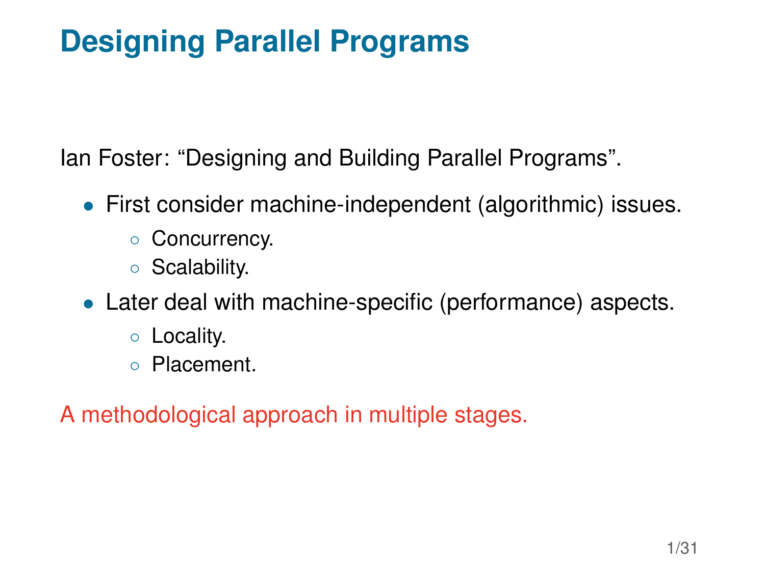# Designing Parallel Programs

Ian Foster: “Designing and Building Parallel Programs”.

- First consider machine-independent (algorithmic) issues.
  - Concurrency.
  - Scalability.
- Later deal with machine-specific (performance) aspects.
  - Locality.
  - Placement.

A methodological approach in multiple stages.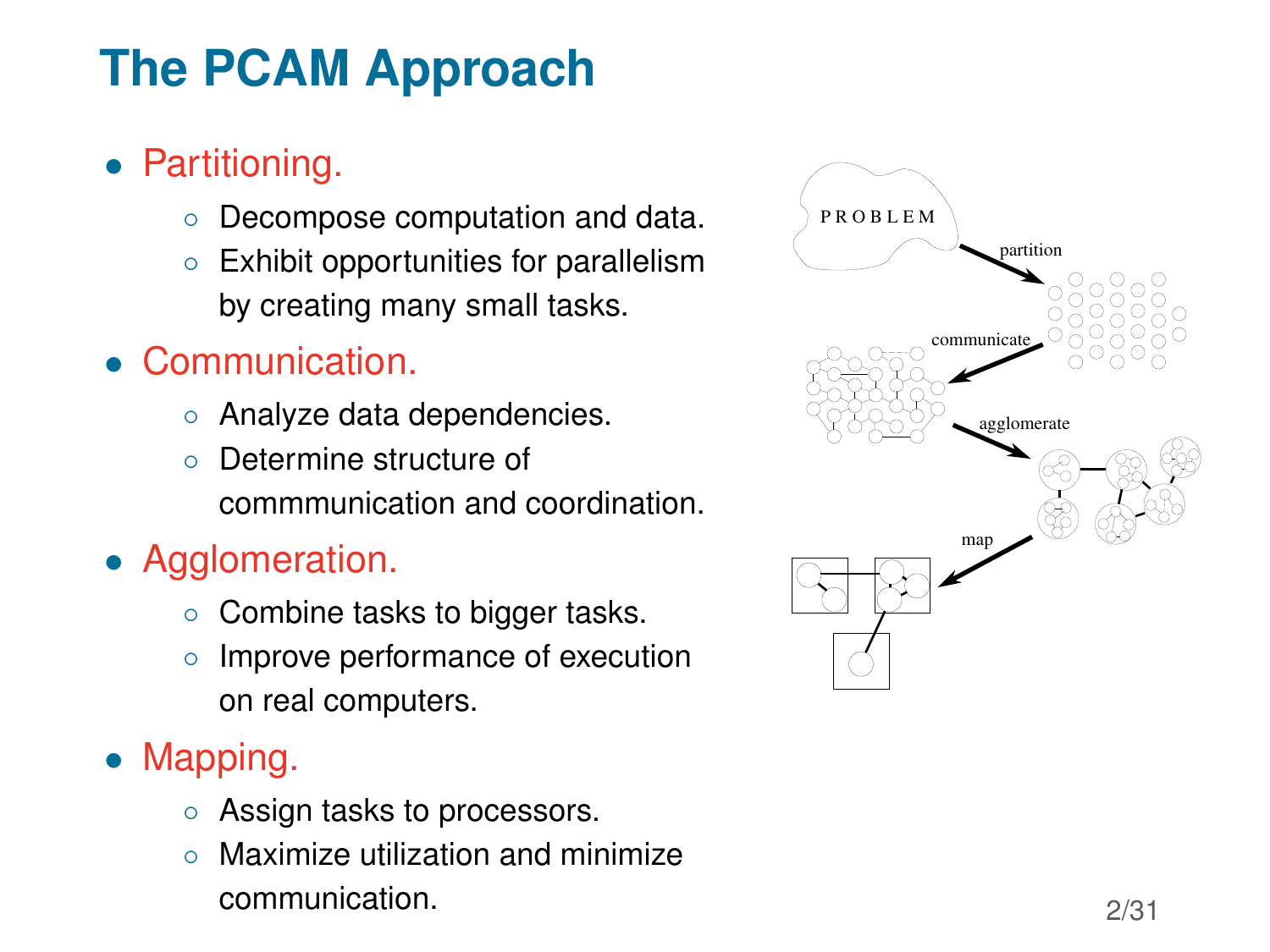# The PCAM Approach

- Partitioning.
  - Decompose computation and data.
  - Exhibit opportunities for parallelism by creating many small tasks.
- Communication.
  - Analyze data dependencies.
  - Determine structure of commmunication and coordination.
- Agglomeration.
  - Combine tasks to bigger tasks.
  - Improve performance of execution on real computers.
- Mapping.
  - Assign tasks to processors.
  - Maximize utilization and minimize communication.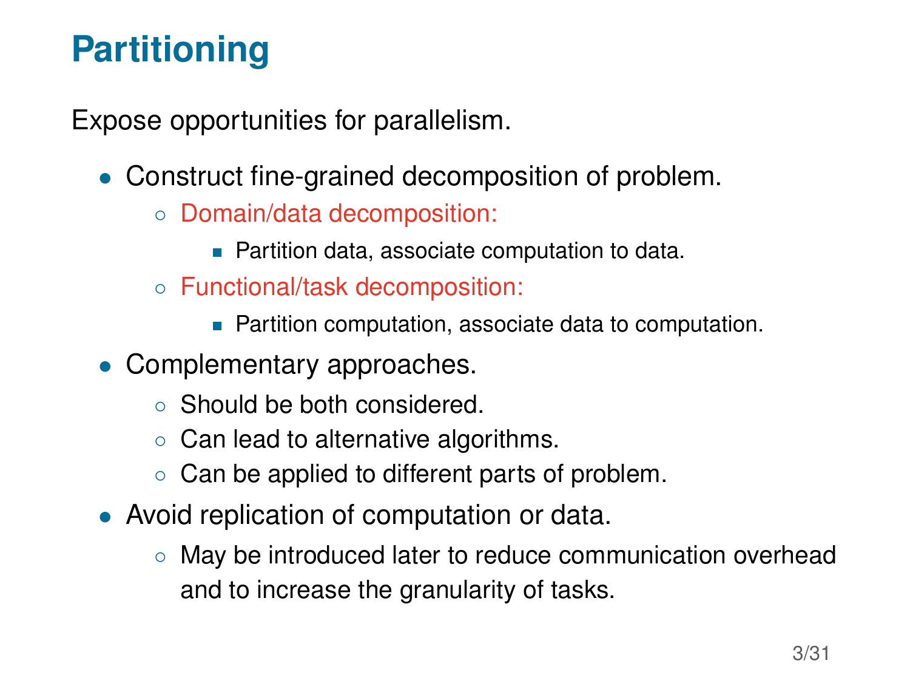# Partitioning

Expose opportunities for parallelism.

- Construct fine-grained decomposition of problem.
  - Domain/data decomposition:
    - Partition data, associate computation to data.
  - Functional/task decomposition:
    - Partition computation, associate data to computation.
- Complementary approaches.
  - Should be both considered.
  - Can lead to alternative algorithms.
  - Can be applied to different parts of problem.
- Avoid replication of computation or data.
  - May be introduced later to reduce communication overhead and to increase the granularity of tasks.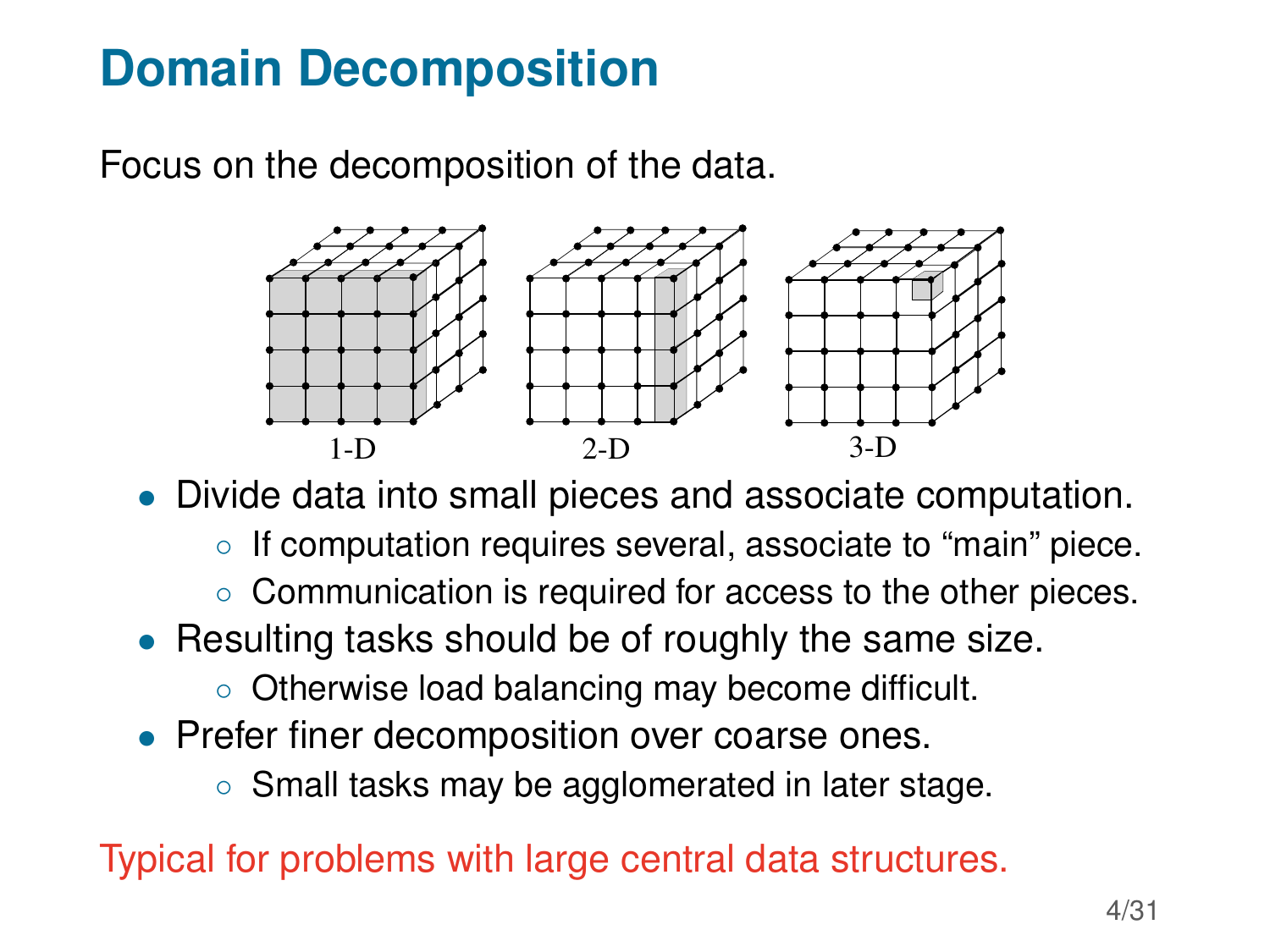# Domain Decomposition

Focus on the decomposition of the data.

1-D 2-D 3-D

- Divide data into small pieces and associate computation.
  - If computation requires several, associate to “main” piece.
  - Communication is required for access to the other pieces.
- Resulting tasks should be of roughly the same size.
  - Otherwise load balancing may become difficult.
- Prefer finer decomposition over coarse ones.
  - Small tasks may be agglomerated in later stage.

Typical for problems with large central data structures.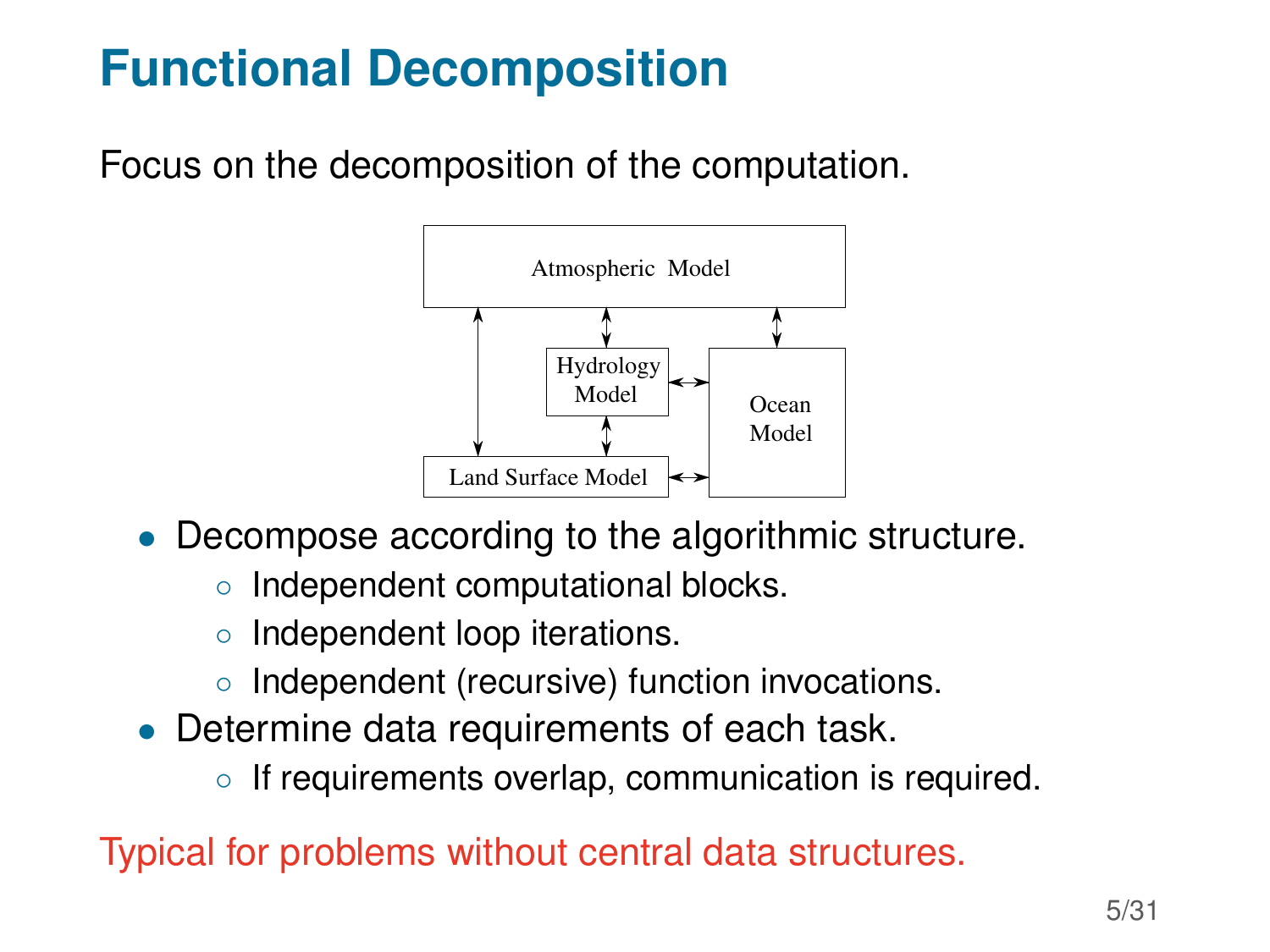# Functional Decomposition

Focus on the decomposition of the computation.

Atmospheric Model

Hydrology Model

Ocean Model

Land Surface Model

- Decompose according to the algorithmic structure.
  - Independent computational blocks.
  - Independent loop iterations.
  - Independent (recursive) function invocations.
- Determine data requirements of each task.
  - If requirements overlap, communication is required.

Typical for problems without central data structures.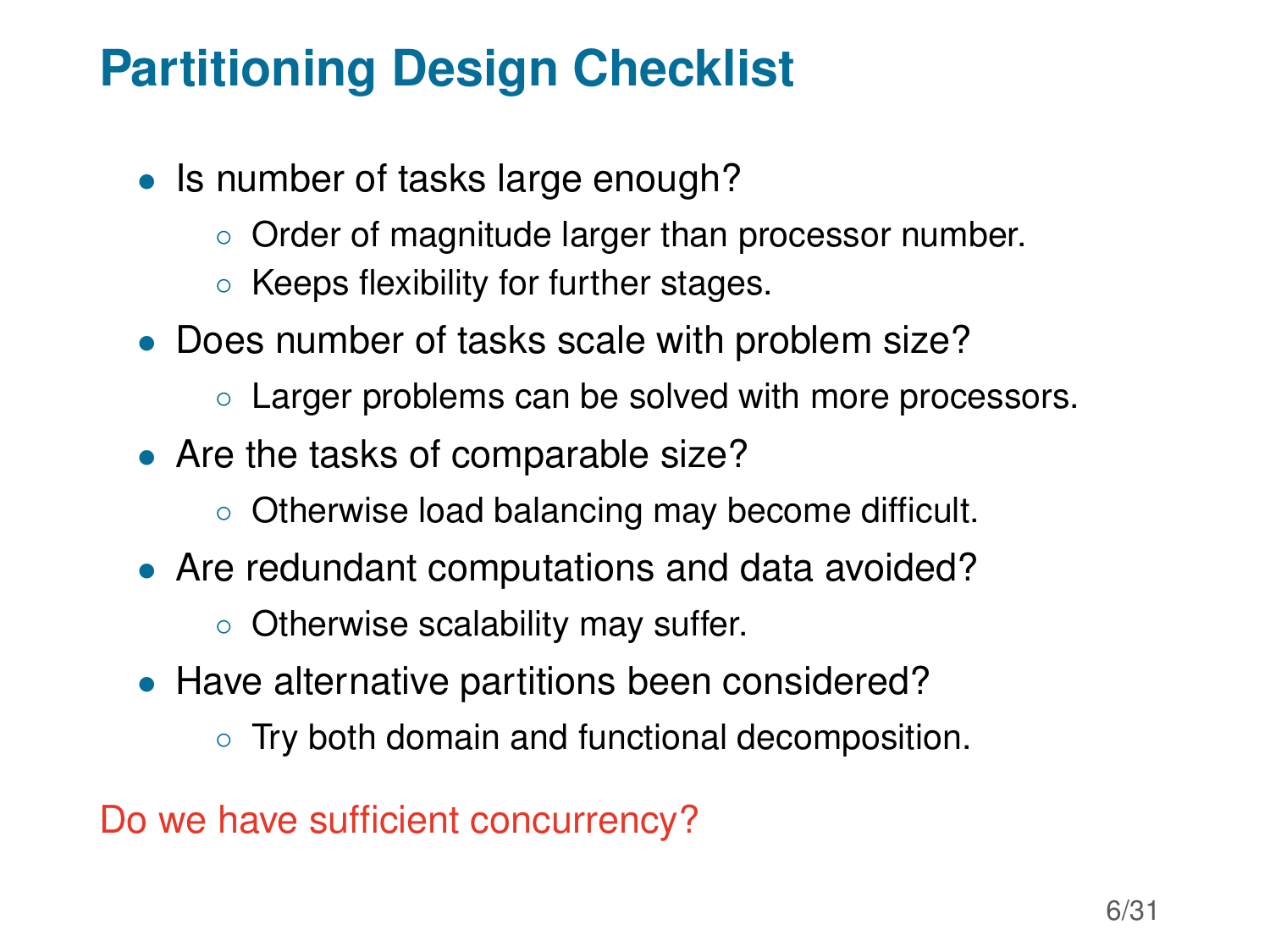# Partitioning Design Checklist

- Is number of tasks large enough?
  - Order of magnitude larger than processor number.
  - Keeps flexibility for further stages.
- Does number of tasks scale with problem size?
  - Larger problems can be solved with more processors.
- Are the tasks of comparable size?
  - Otherwise load balancing may become difficult.
- Are redundant computations and data avoided?
  - Otherwise scalability may suffer.
- Have alternative partitions been considered?
  - Try both domain and functional decomposition.

Do we have sufficient concurrency?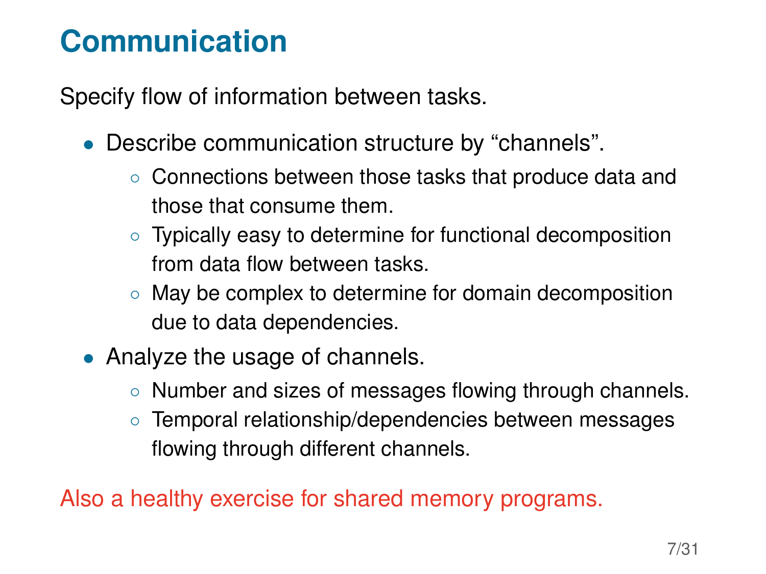# Communication

Specify flow of information between tasks.

- Describe communication structure by “channels”.
  - Connections between those tasks that produce data and those that consume them.
  - Typically easy to determine for functional decomposition from data flow between tasks.
  - May be complex to determine for domain decomposition due to data dependencies.
- Analyze the usage of channels.
  - Number and sizes of messages flowing through channels.
  - Temporal relationship/dependencies between messages flowing through different channels.

Also a healthy exercise for shared memory programs.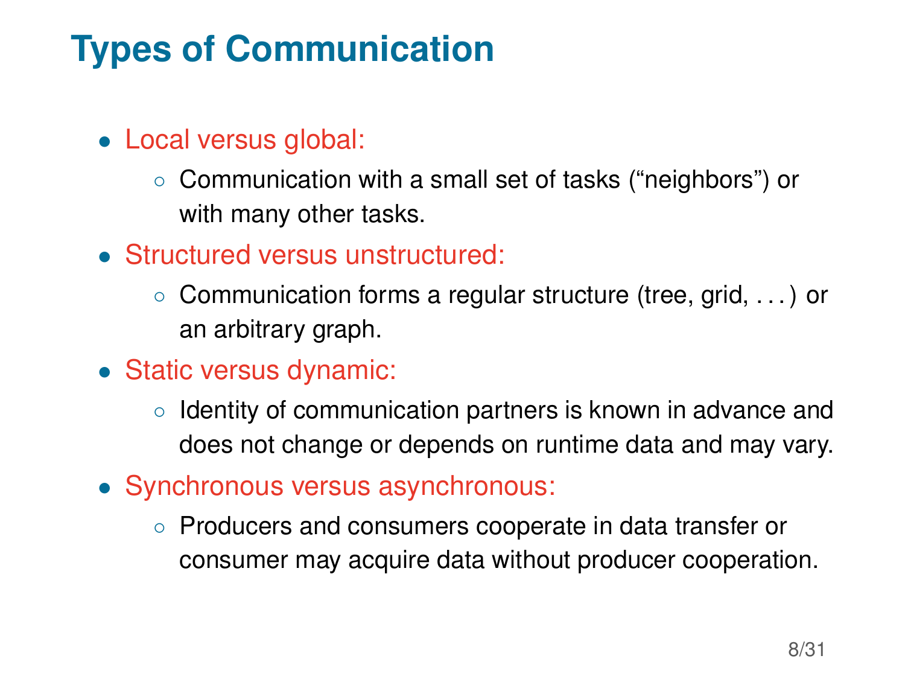# Types of Communication

- Local versus global:
  - Communication with a small set of tasks (“neighbors”) or with many other tasks.
- Structured versus unstructured:
  - Communication forms a regular structure (tree, grid, . . . ) or an arbitrary graph.
- Static versus dynamic:
  - Identity of communication partners is known in advance and does not change or depends on runtime data and may vary.
- Synchronous versus asynchronous:
  - Producers and consumers cooperate in data transfer or consumer may acquire data without producer cooperation.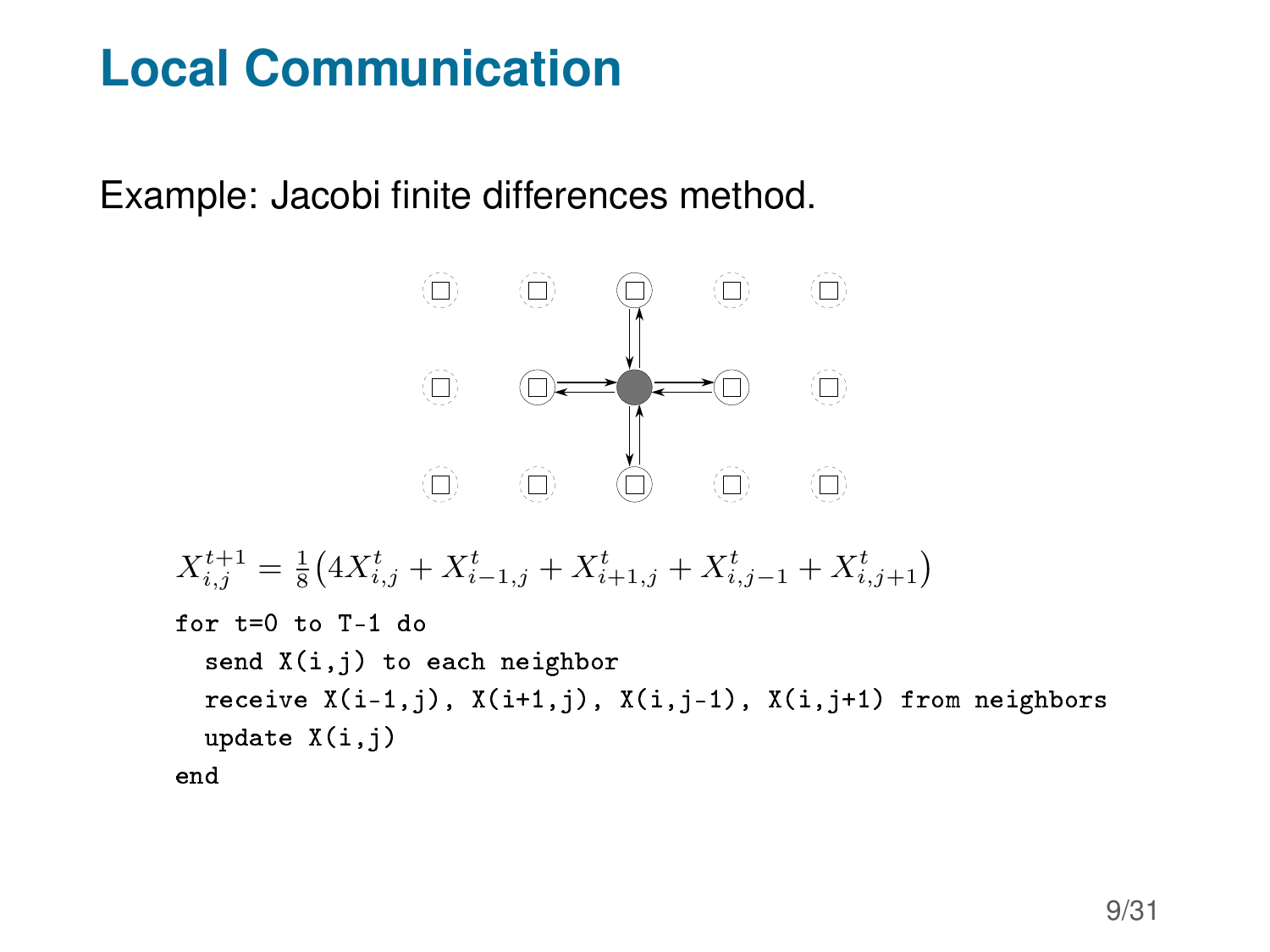# Local Communication

Example: Jacobi finite differences method.

$$X_{i,j}^{t+1} = \frac{1}{8}\left(4X_{i,j}^{t} + X_{i-1,j}^{t} + X_{i+1,j}^{t} + X_{i,j-1}^{t} + X_{i,j+1}^{t}\right)$$

```
for t=0 to T-1 do
  send X(i,j) to each neighbor
  receive X(i-1,j), X(i+1,j), X(i,j-1), X(i,j+1) from neighbors
  update X(i,j)
end
```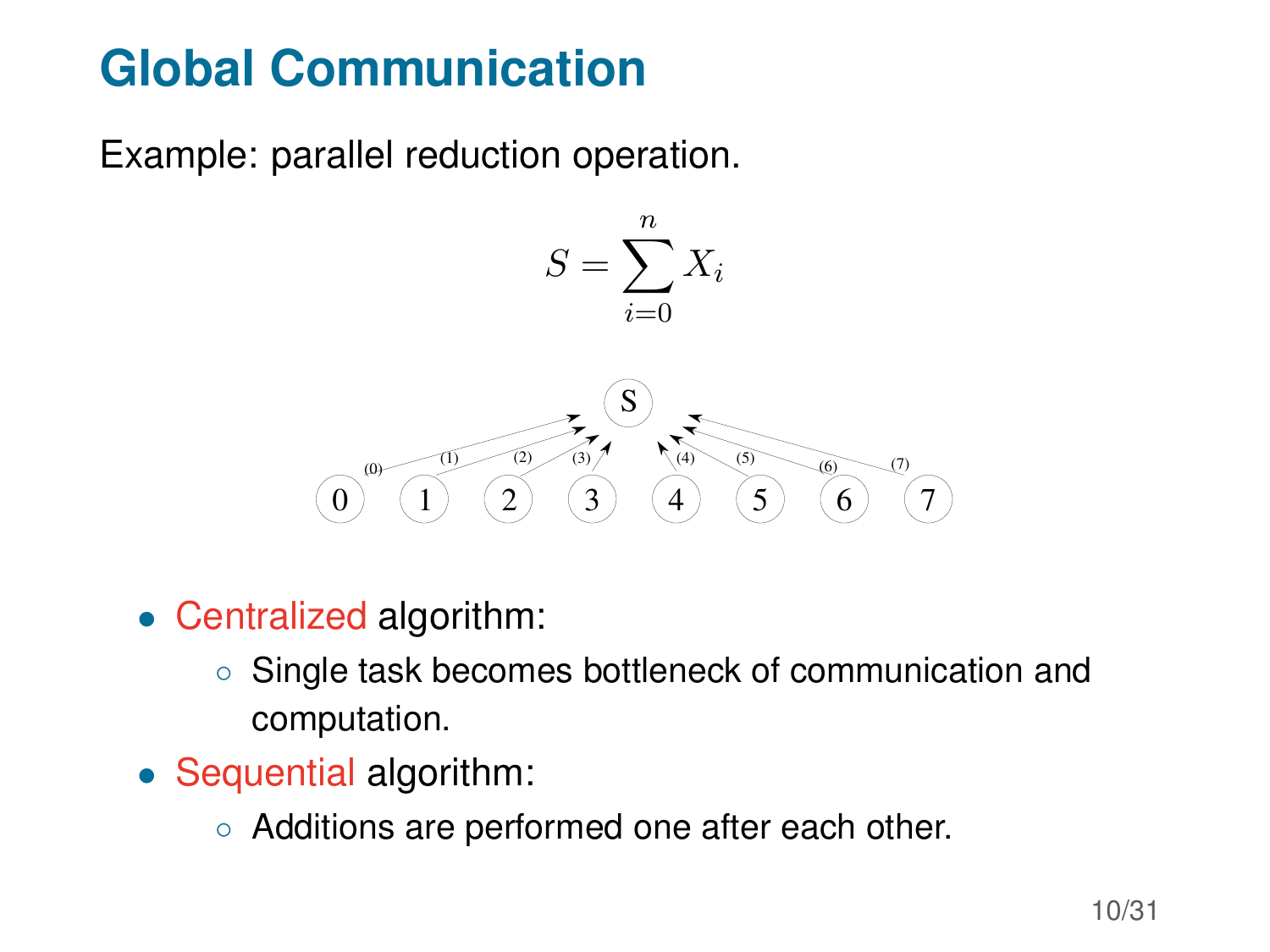# Global Communication

Example: parallel reduction operation.

$$S = \sum_{i=0}^{n} X_i$$

- Centralized algorithm:
  - Single task becomes bottleneck of communication and computation.
- Sequential algorithm:
  - Additions are performed one after each other.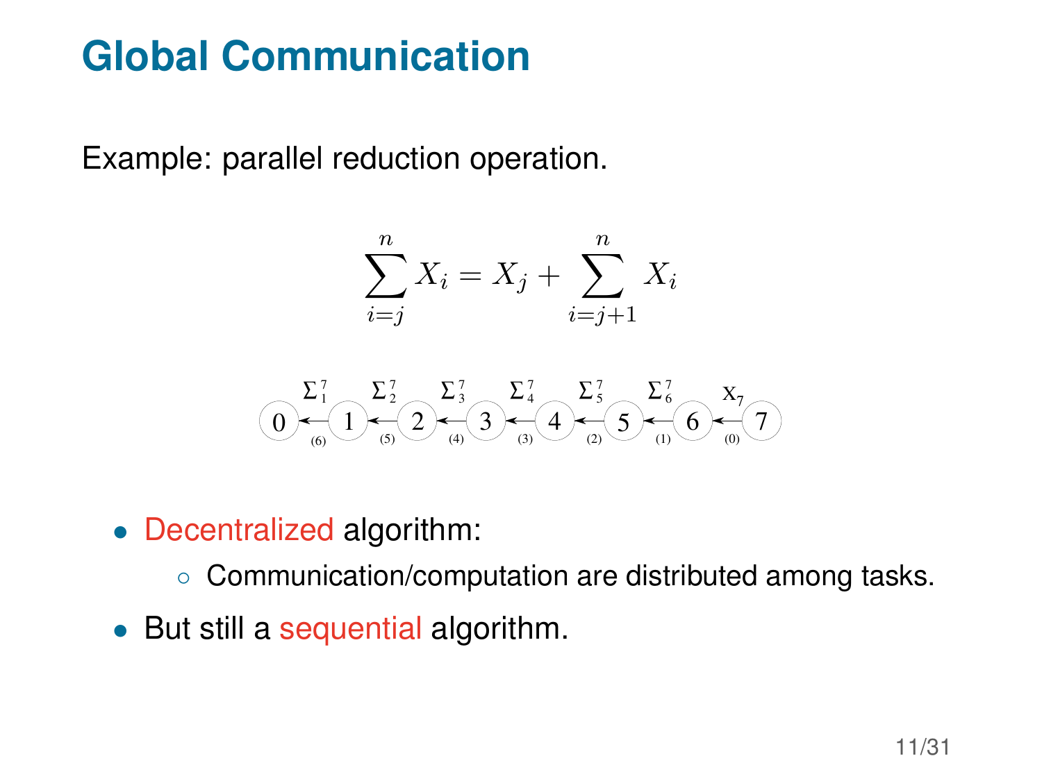# Global Communication

Example: parallel reduction operation.

$$\sum_{i=j}^{n} X_i = X_j + \sum_{i=j+1}^{n} X_i$$

- Decentralized algorithm:
  - Communication/computation are distributed among tasks.
- But still a sequential algorithm.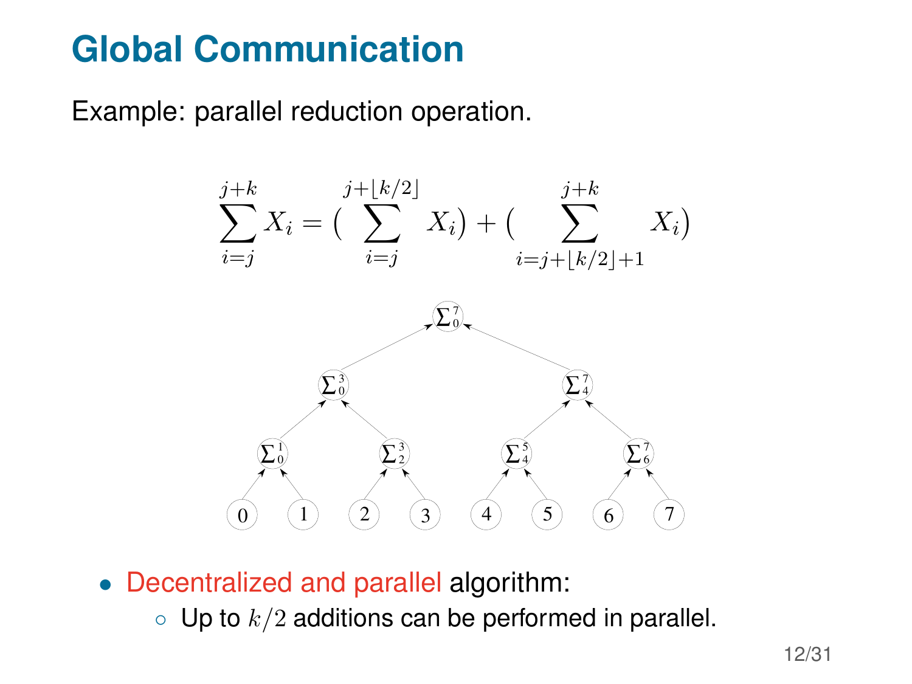# Global Communication

Example: parallel reduction operation.

$$\sum_{i=j}^{j+k} X_i = \left( \sum_{i=j}^{j+\lfloor k/2 \rfloor} X_i \right) + \left( \sum_{i=j+\lfloor k/2 \rfloor+1}^{j+k} X_i \right)$$

- Decentralized and parallel algorithm:
  - Up to $k/2$ additions can be performed in parallel.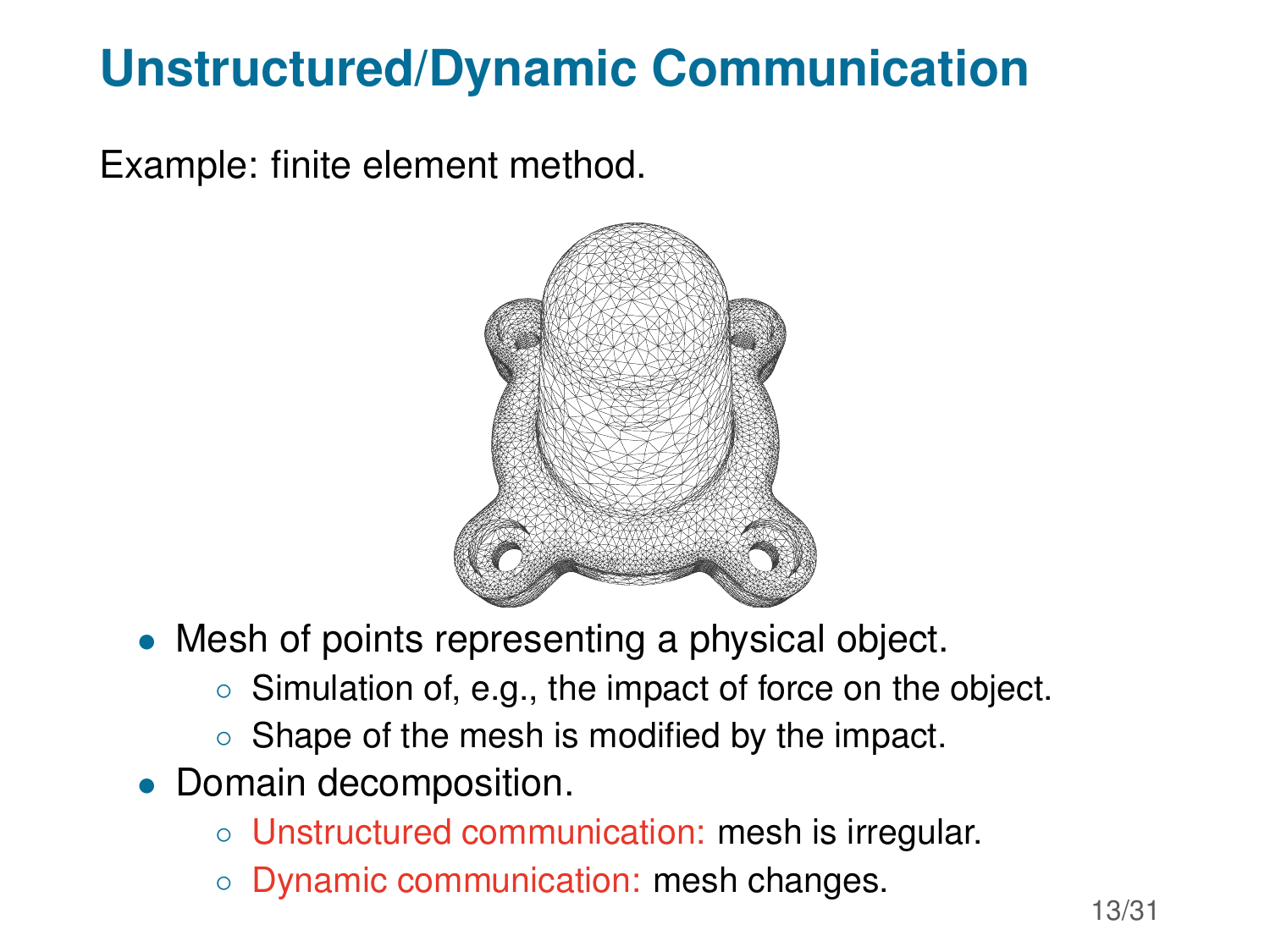# Unstructured/Dynamic Communication

Example: finite element method.

- Mesh of points representing a physical object.
  - Simulation of, e.g., the impact of force on the object.
  - Shape of the mesh is modified by the impact.
- Domain decomposition.
  - Unstructured communication: mesh is irregular.
  - Dynamic communication: mesh changes.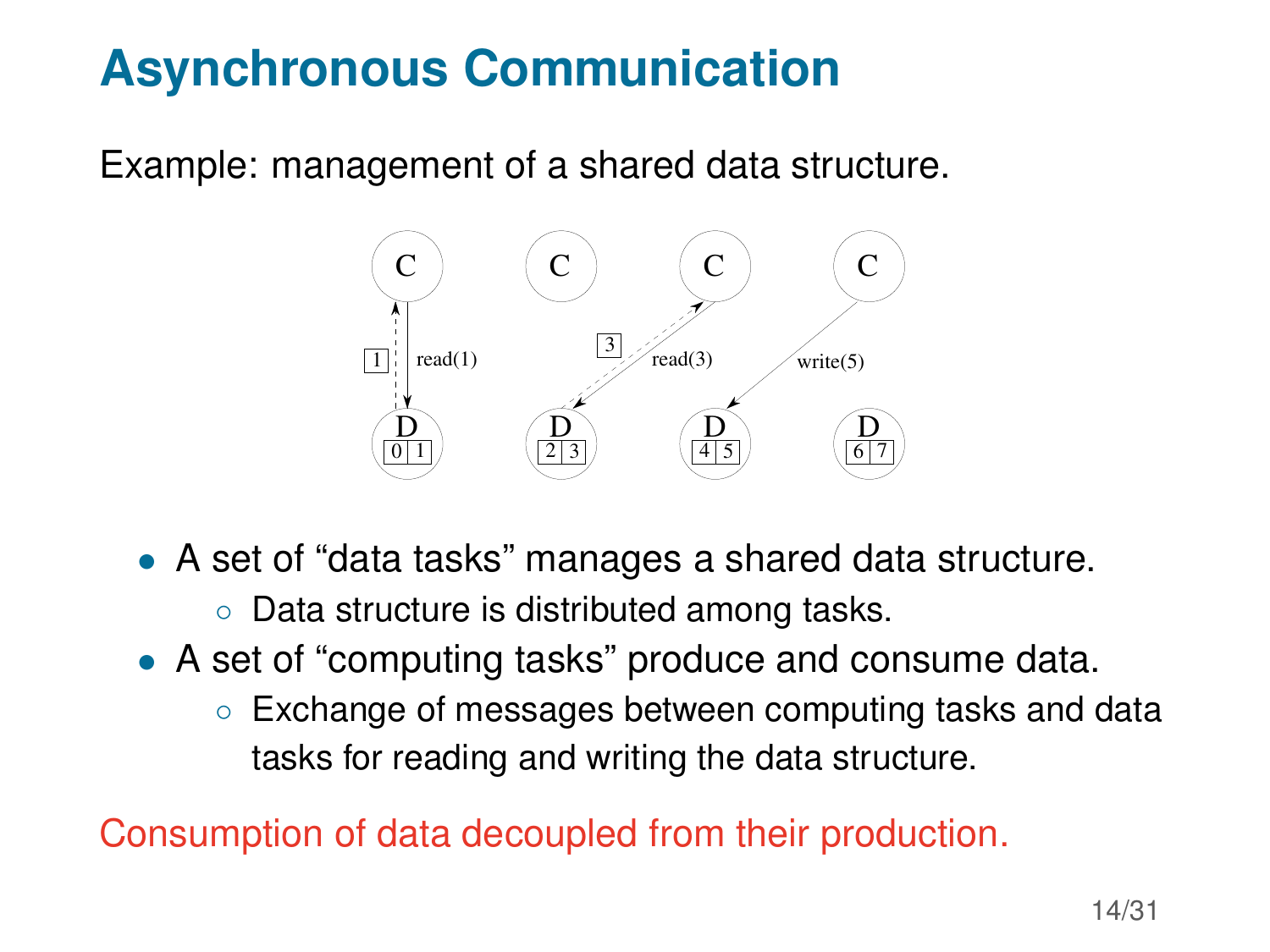# Asynchronous Communication

Example: management of a shared data structure.

- A set of "data tasks" manages a shared data structure.
  - Data structure is distributed among tasks.
- A set of "computing tasks" produce and consume data.
  - Exchange of messages between computing tasks and data tasks for reading and writing the data structure.

Consumption of data decoupled from their production.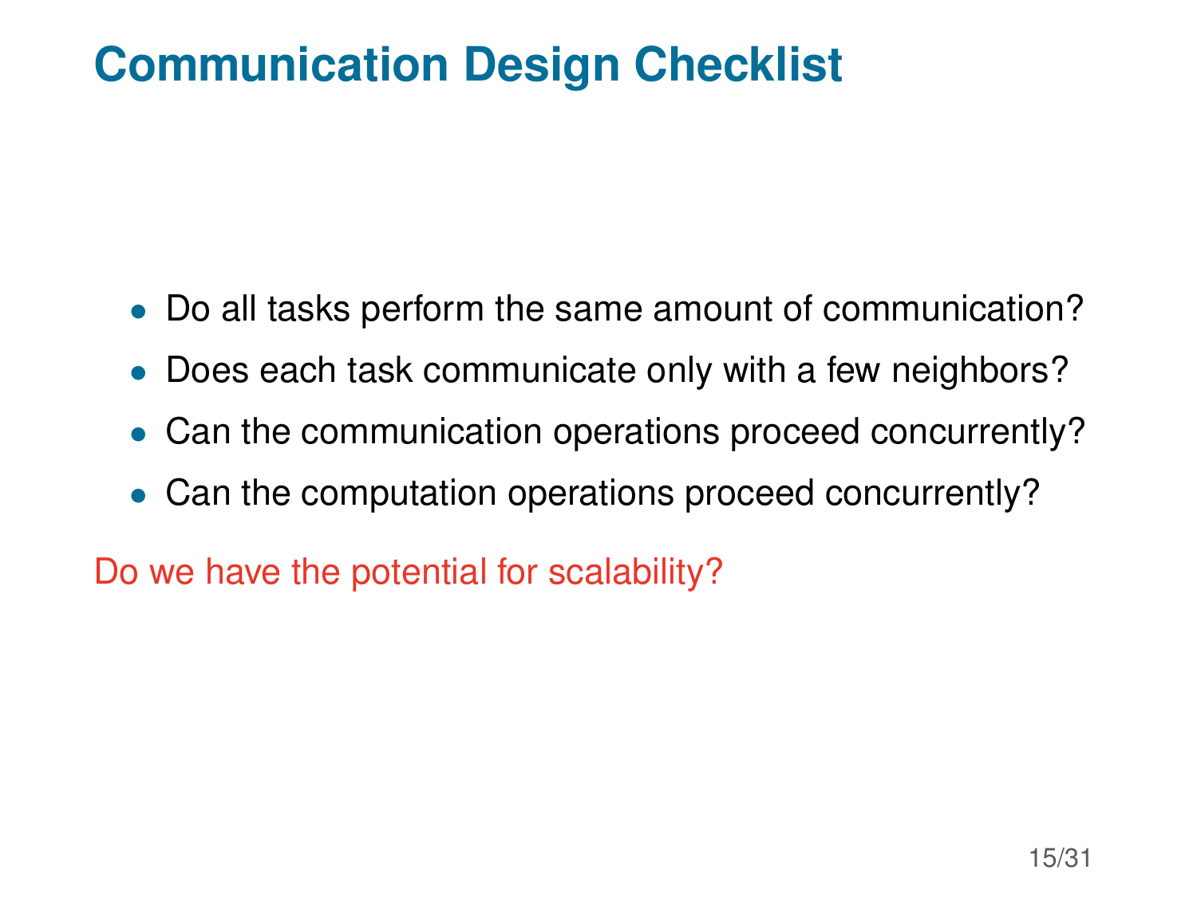# Communication Design Checklist

- Do all tasks perform the same amount of communication?
- Does each task communicate only with a few neighbors?
- Can the communication operations proceed concurrently?
- Can the computation operations proceed concurrently?

Do we have the potential for scalability?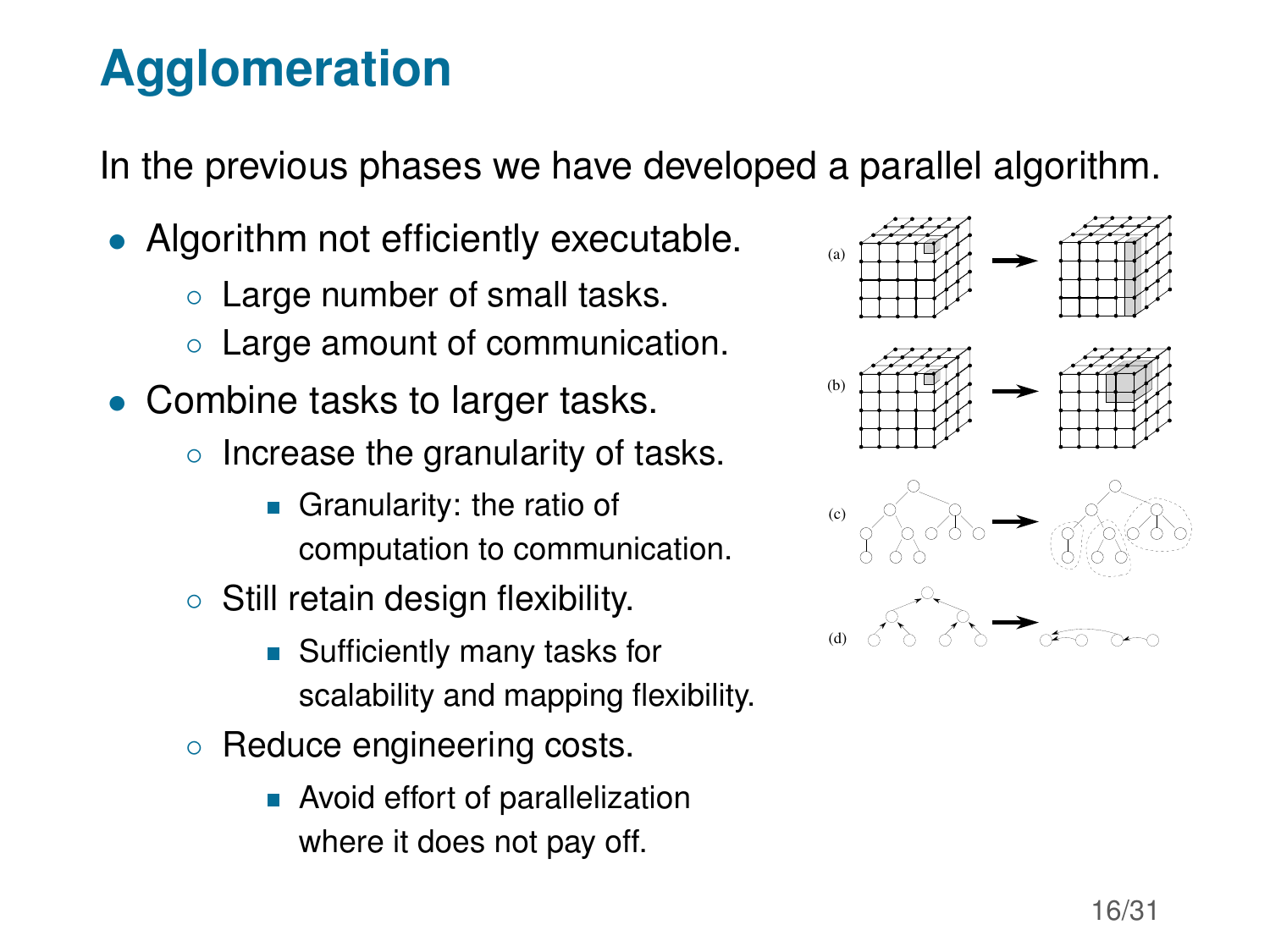# Agglomeration

In the previous phases we have developed a parallel algorithm.

- Algorithm not efficiently executable.
  - Large number of small tasks.
  - Large amount of communication.
- Combine tasks to larger tasks.
  - Increase the granularity of tasks.
    - Granularity: the ratio of computation to communication.
  - Still retain design flexibility.
    - Sufficiently many tasks for scalability and mapping flexibility.
  - Reduce engineering costs.
    - Avoid effort of parallelization where it does not pay off.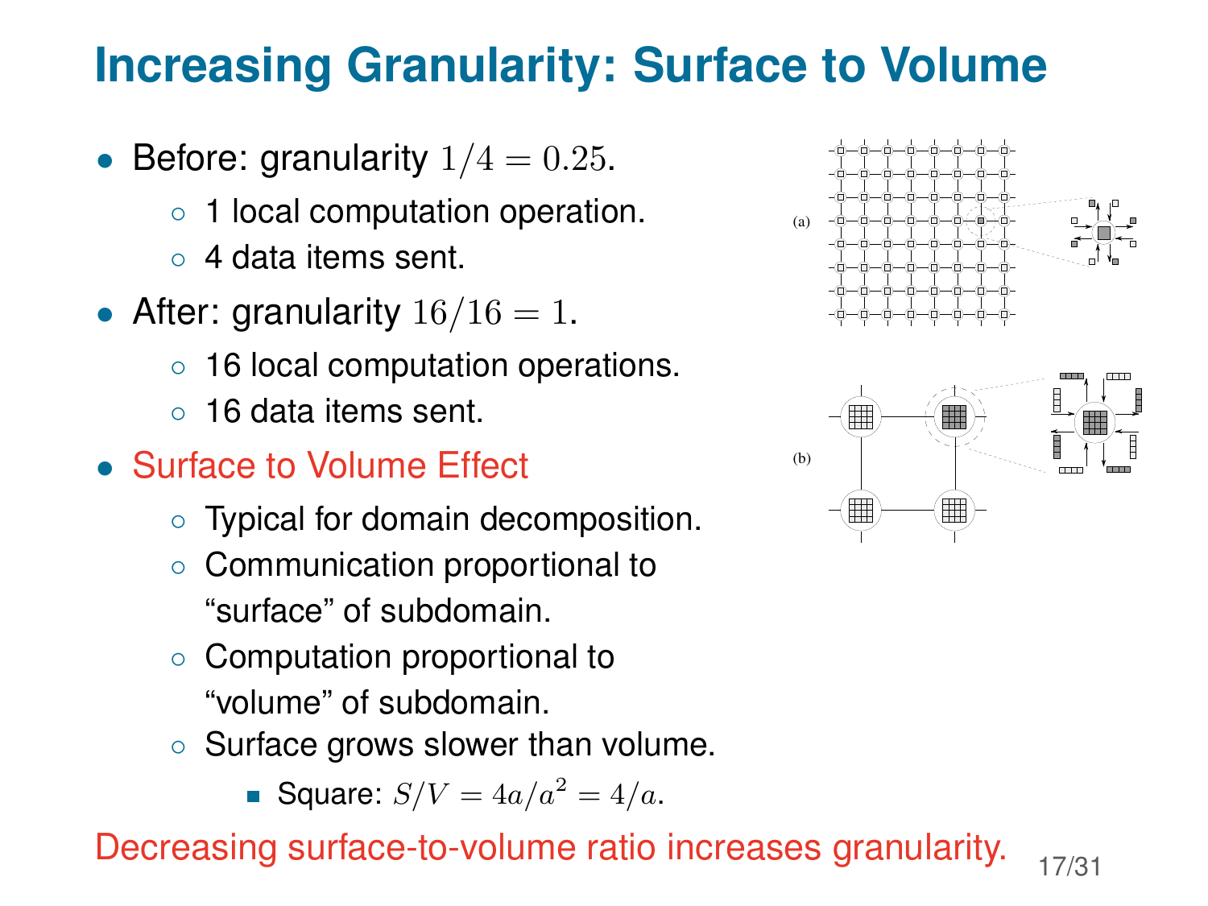# Increasing Granularity: Surface to Volume

- Before: granularity $1/4 = 0.25$.
  - 1 local computation operation.
  - 4 data items sent.
- After: granularity $16/16 = 1$.
  - 16 local computation operations.
  - 16 data items sent.
- Surface to Volume Effect
  - Typical for domain decomposition.
  - Communication proportional to "surface" of subdomain.
  - Computation proportional to "volume" of subdomain.
  - Surface grows slower than volume.
    - Square: $S/V = 4a/a^2 = 4/a$.

(a)

(b)

Decreasing surface-to-volume ratio increases granularity.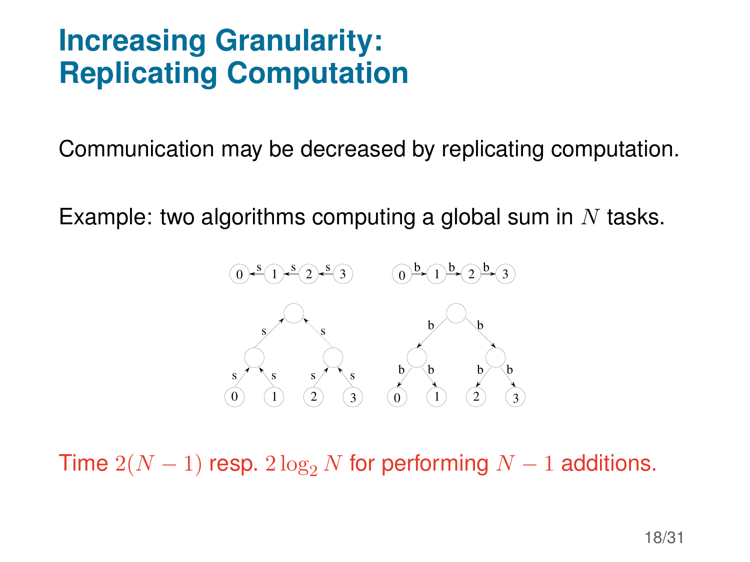# Increasing Granularity: Replicating Computation

Communication may be decreased by replicating computation.

Example: two algorithms computing a global sum in $N$ tasks.

Time $2(N-1)$ resp. $2\log_2 N$ for performing $N-1$ additions.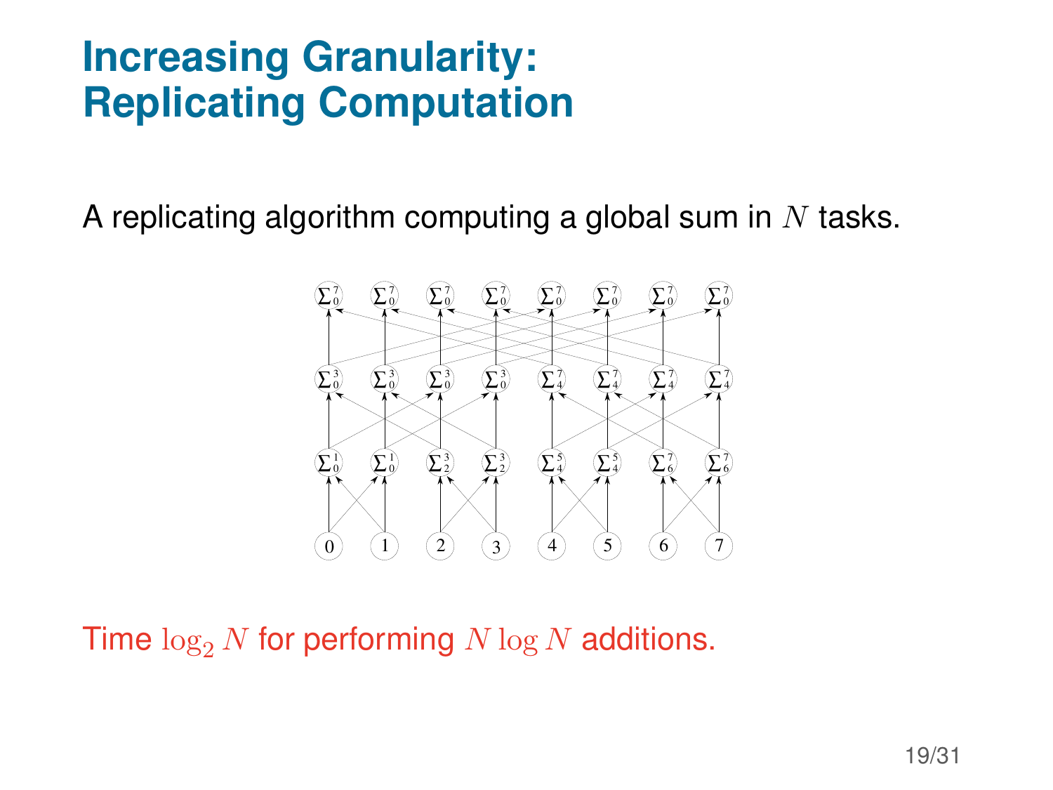# Increasing Granularity: Replicating Computation

A replicating algorithm computing a global sum in $N$ tasks.

Time $\log_2 N$ for performing $N \log N$ additions.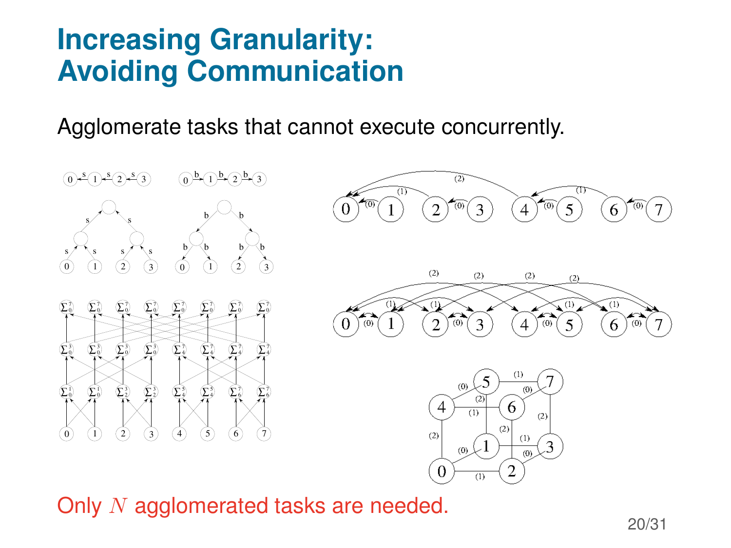# Increasing Granularity: Avoiding Communication

Agglomerate tasks that cannot execute concurrently.

Only $N$ agglomerated tasks are needed.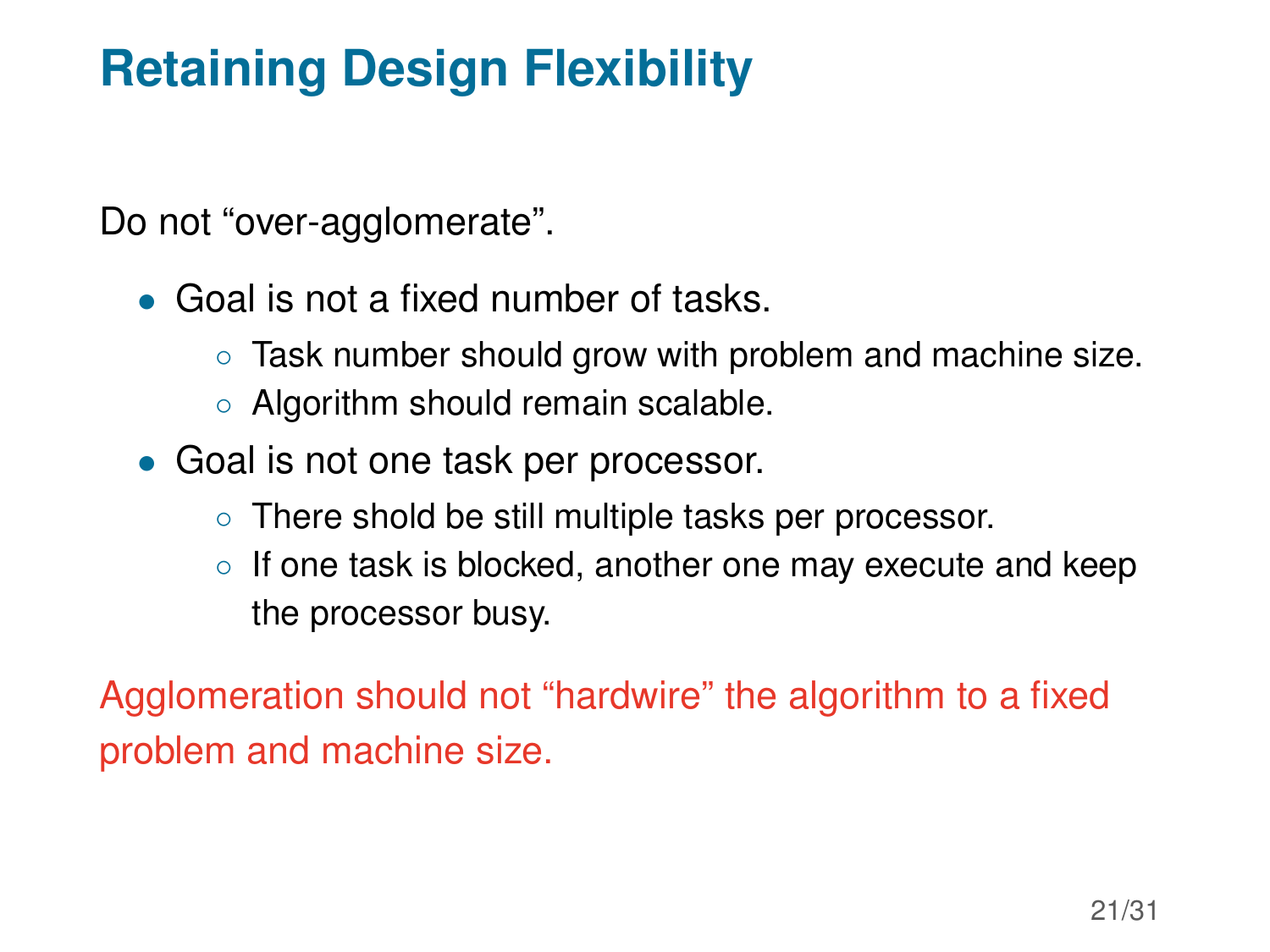# Retaining Design Flexibility

Do not “over-agglomerate”.

- Goal is not a fixed number of tasks.
  - Task number should grow with problem and machine size.
  - Algorithm should remain scalable.
- Goal is not one task per processor.
  - There shold be still multiple tasks per processor.
  - If one task is blocked, another one may execute and keep the processor busy.

Agglomeration should not “hardwire” the algorithm to a fixed problem and machine size.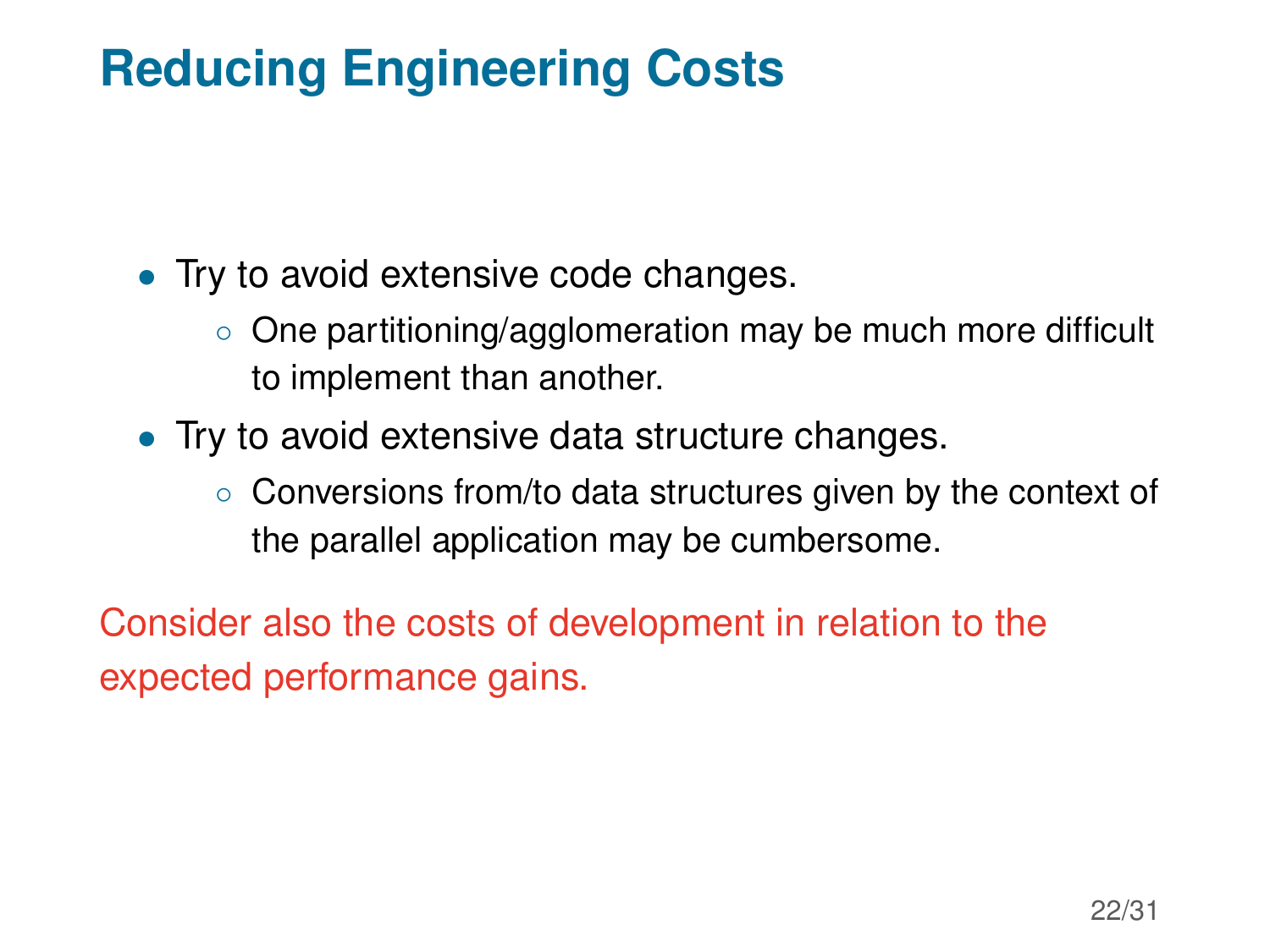# Reducing Engineering Costs

- Try to avoid extensive code changes.
  - One partitioning/agglomeration may be much more difficult to implement than another.
- Try to avoid extensive data structure changes.
  - Conversions from/to data structures given by the context of the parallel application may be cumbersome.

Consider also the costs of development in relation to the expected performance gains.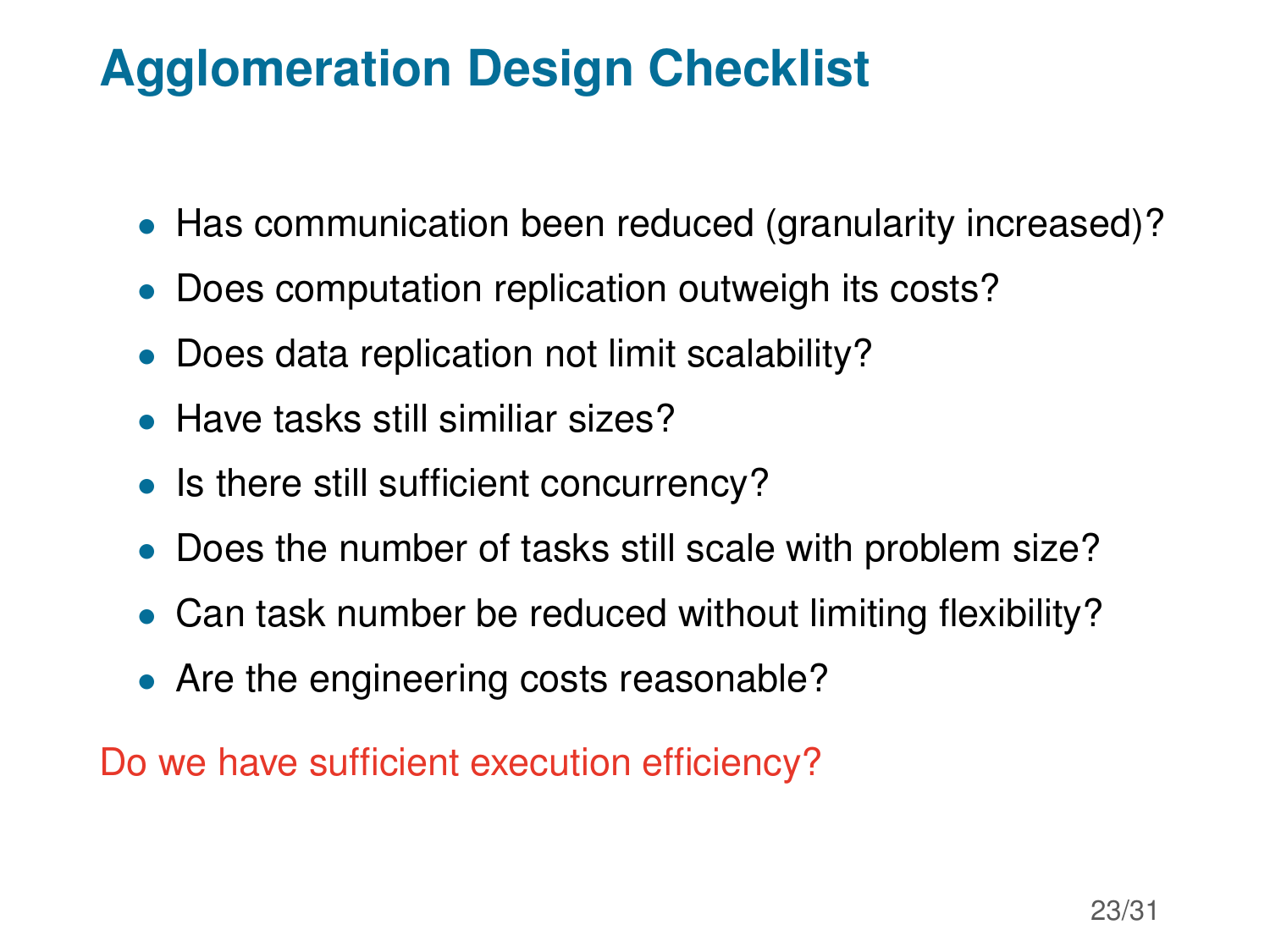# Agglomeration Design Checklist

- Has communication been reduced (granularity increased)?
- Does computation replication outweigh its costs?
- Does data replication not limit scalability?
- Have tasks still similiar sizes?
- Is there still sufficient concurrency?
- Does the number of tasks still scale with problem size?
- Can task number be reduced without limiting flexibility?
- Are the engineering costs reasonable?

Do we have sufficient execution efficiency?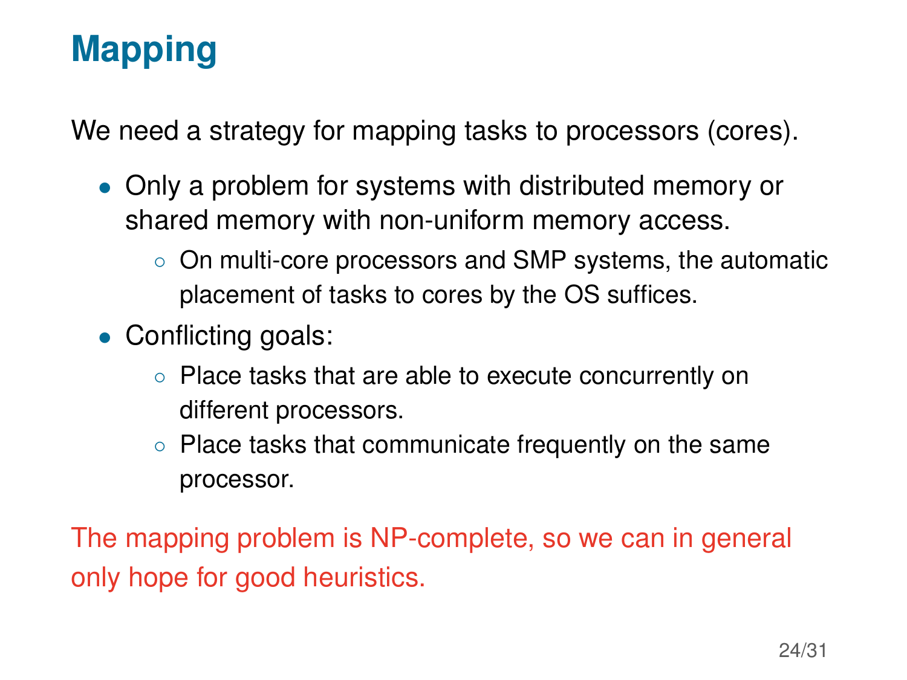# Mapping

We need a strategy for mapping tasks to processors (cores).

- Only a problem for systems with distributed memory or shared memory with non-uniform memory access.
  - On multi-core processors and SMP systems, the automatic placement of tasks to cores by the OS suffices.
- Conflicting goals:
  - Place tasks that are able to execute concurrently on different processors.
  - Place tasks that communicate frequently on the same processor.

The mapping problem is NP-complete, so we can in general only hope for good heuristics.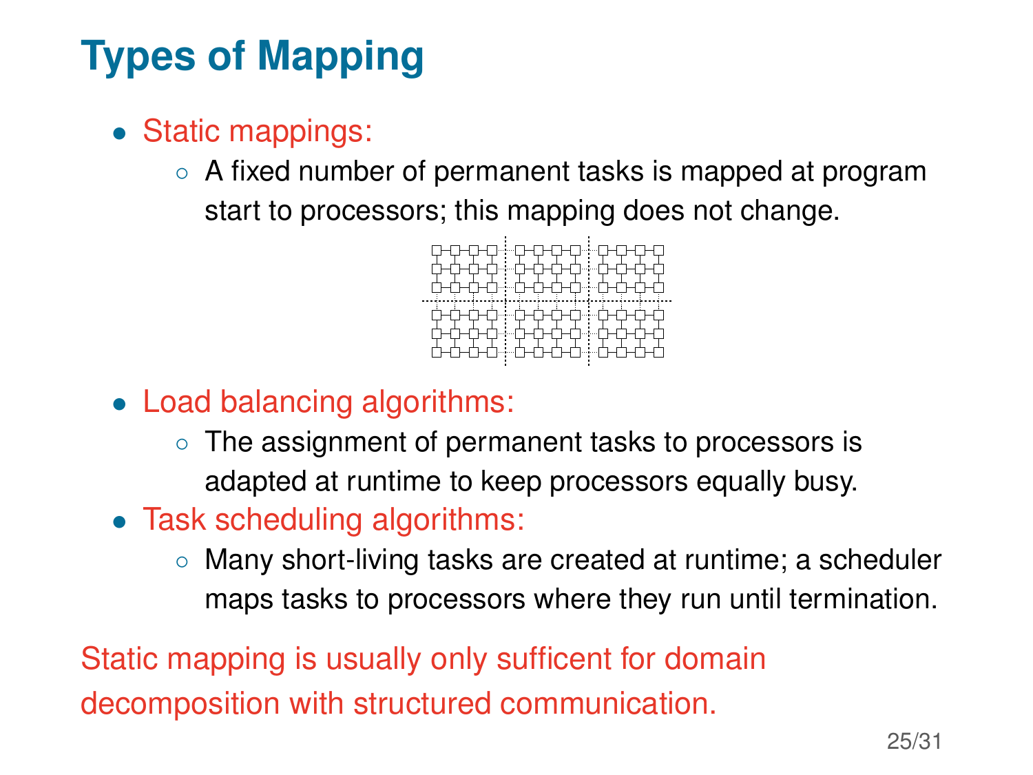# Types of Mapping

- Static mappings:
  - A fixed number of permanent tasks is mapped at program start to processors; this mapping does not change.
- Load balancing algorithms:
  - The assignment of permanent tasks to processors is adapted at runtime to keep processors equally busy.
- Task scheduling algorithms:
  - Many short-living tasks are created at runtime; a scheduler maps tasks to processors where they run until termination.

Static mapping is usually only sufficent for domain decomposition with structured communication.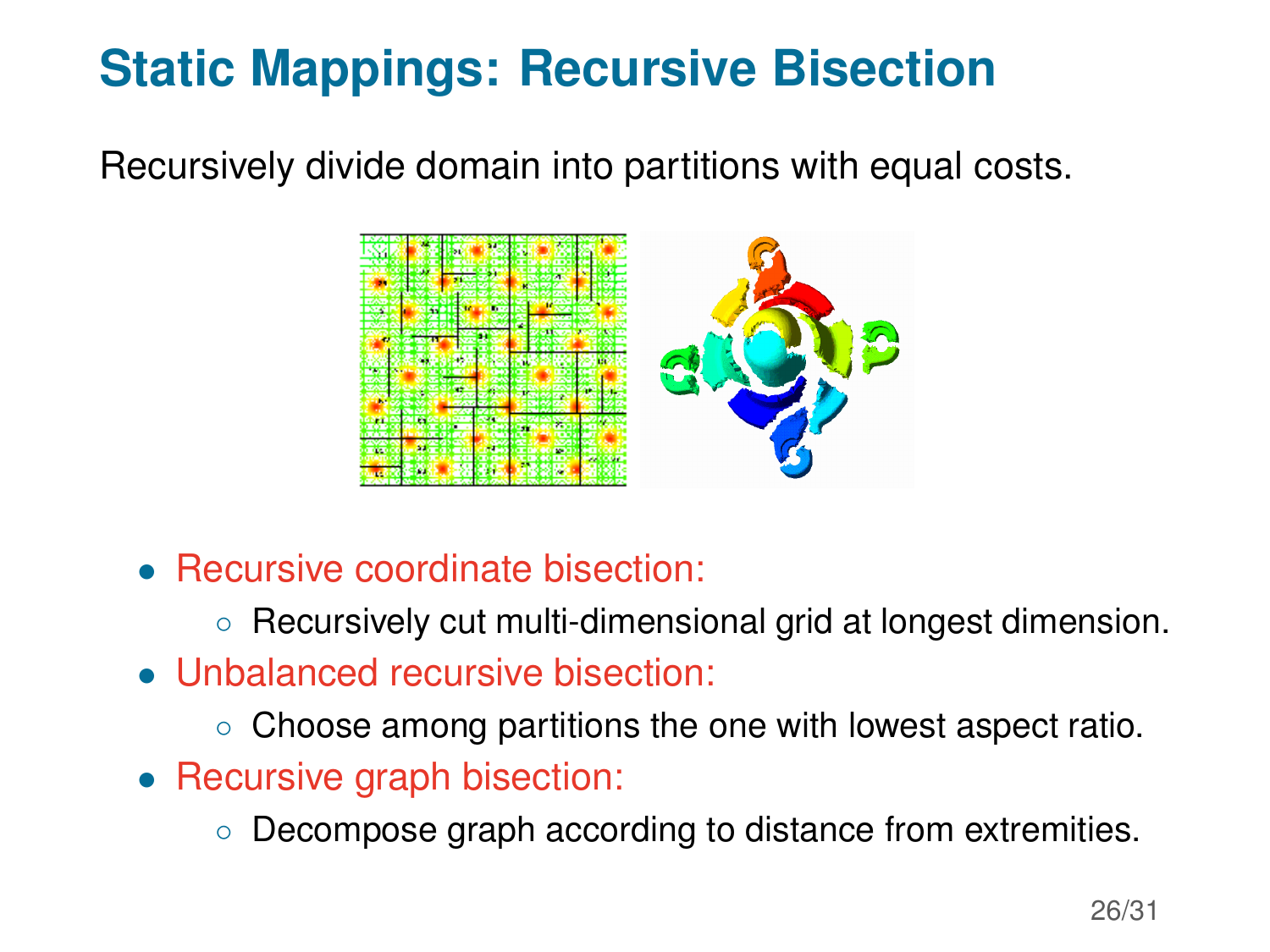# Static Mappings: Recursive Bisection

Recursively divide domain into partitions with equal costs.

- Recursive coordinate bisection:
  - Recursively cut multi-dimensional grid at longest dimension.
- Unbalanced recursive bisection:
  - Choose among partitions the one with lowest aspect ratio.
- Recursive graph bisection:
  - Decompose graph according to distance from extremities.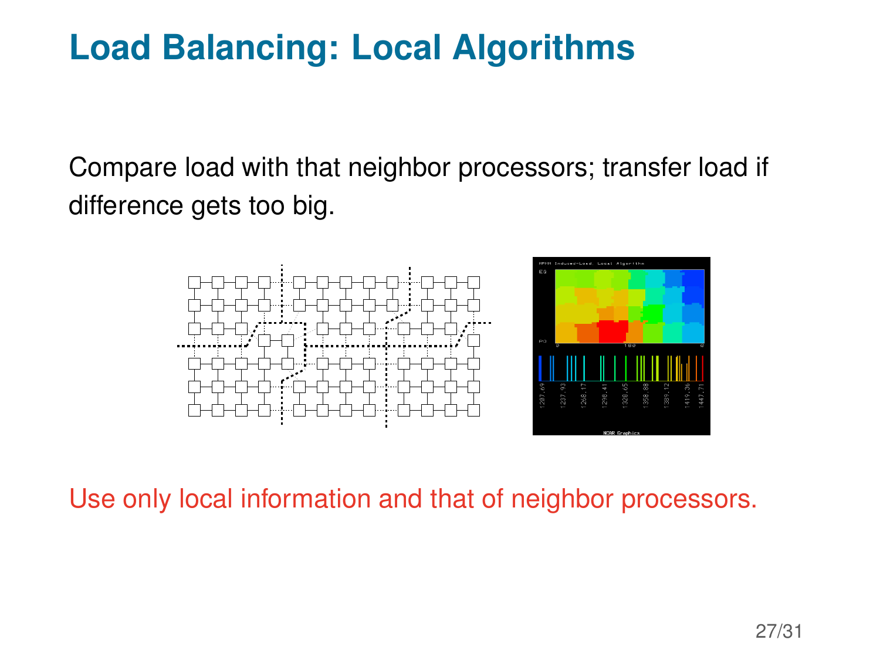# Load Balancing: Local Algorithms

Compare load with that neighbor processors; transfer load if difference gets too big.

Use only local information and that of neighbor processors.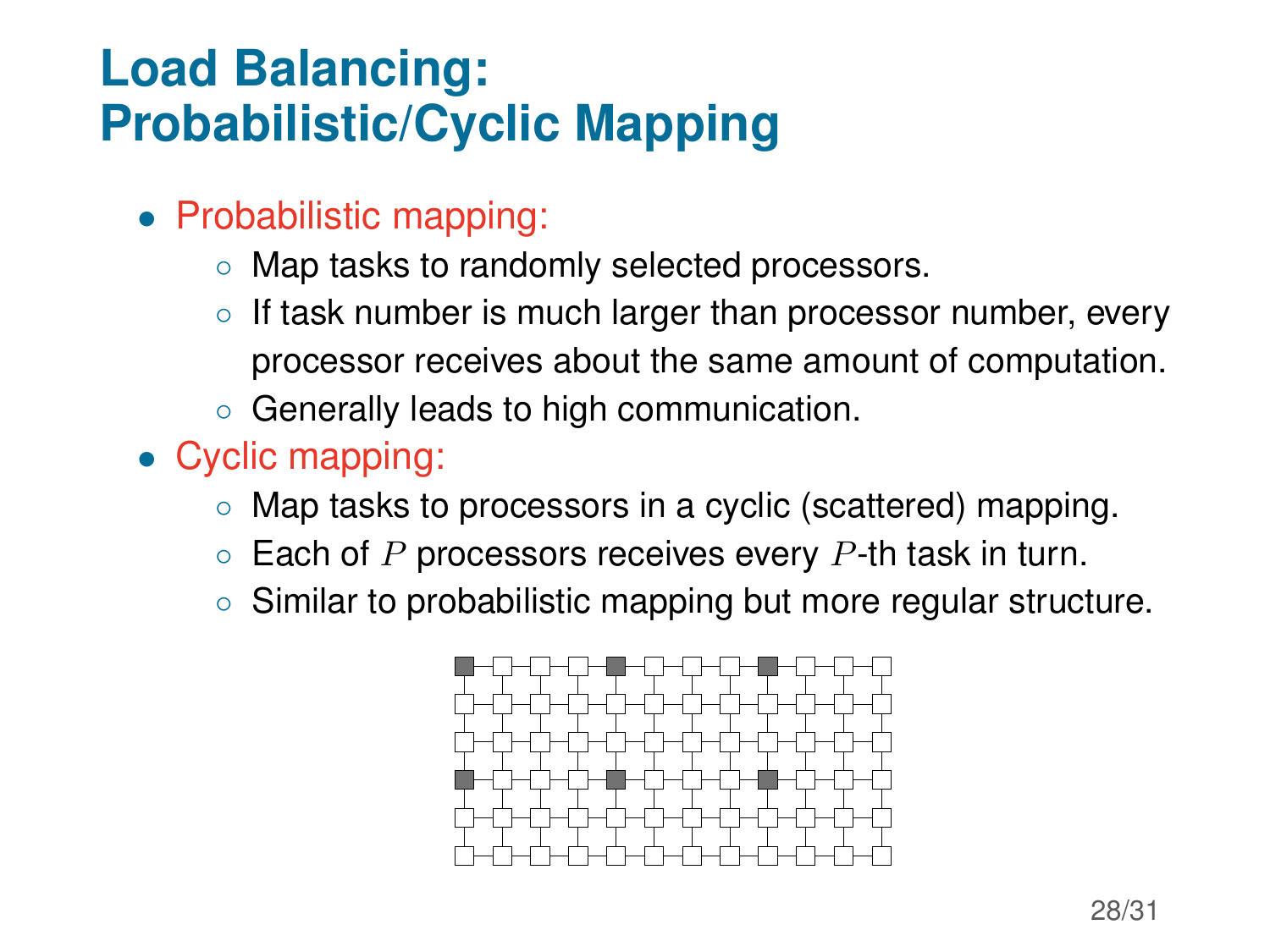# Load Balancing: Probabilistic/Cyclic Mapping

- Probabilistic mapping:
  - Map tasks to randomly selected processors.
  - If task number is much larger than processor number, every processor receives about the same amount of computation.
  - Generally leads to high communication.
- Cyclic mapping:
  - Map tasks to processors in a cyclic (scattered) mapping.
  - Each of $P$ processors receives every $P$-th task in turn.
  - Similar to probabilistic mapping but more regular structure.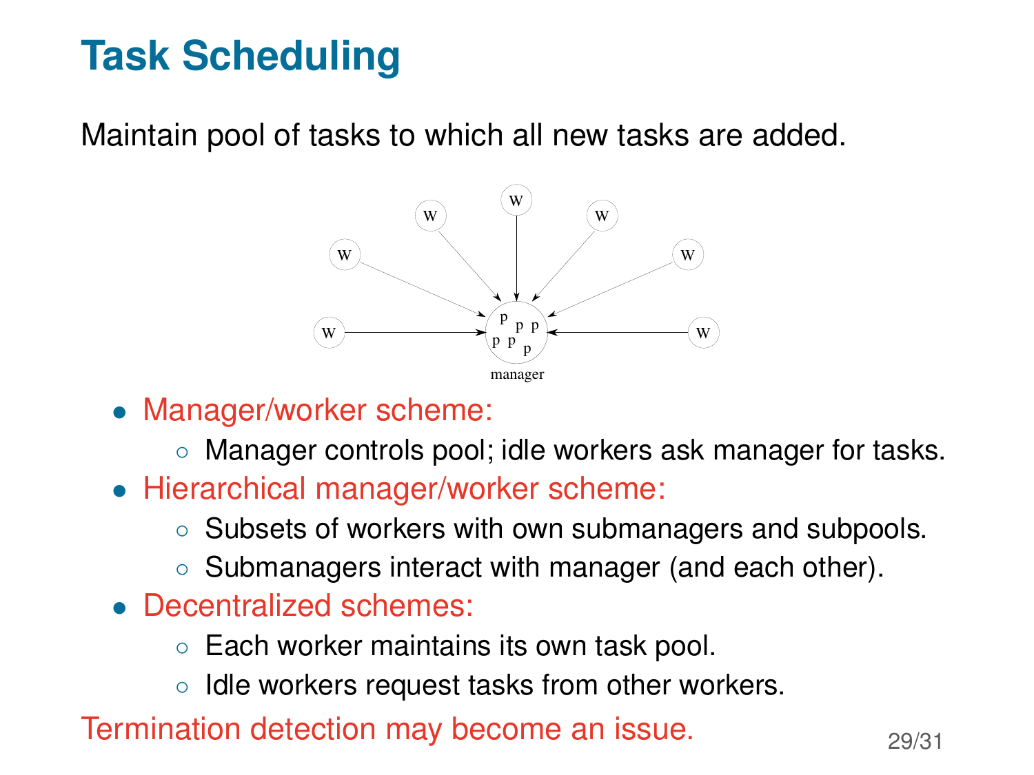# Task Scheduling

Maintain pool of tasks to which all new tasks are added.

- Manager/worker scheme:
  - Manager controls pool; idle workers ask manager for tasks.
- Hierarchical manager/worker scheme:
  - Subsets of workers with own submanagers and subpools.
  - Submanagers interact with manager (and each other).
- Decentralized schemes:
  - Each worker maintains its own task pool.
  - Idle workers request tasks from other workers.

Termination detection may become an issue.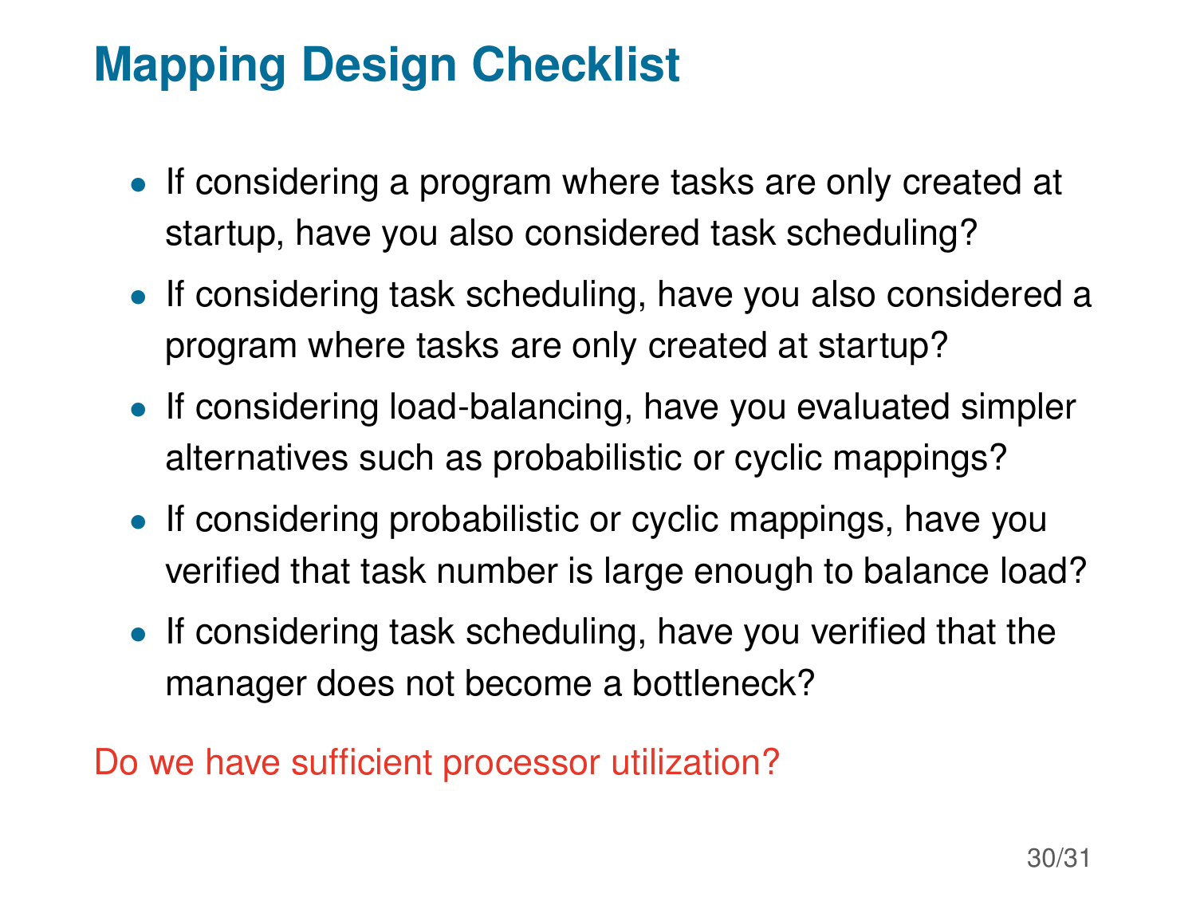# Mapping Design Checklist

- If considering a program where tasks are only created at startup, have you also considered task scheduling?
- If considering task scheduling, have you also considered a program where tasks are only created at startup?
- If considering load-balancing, have you evaluated simpler alternatives such as probabilistic or cyclic mappings?
- If considering probabilistic or cyclic mappings, have you verified that task number is large enough to balance load?
- If considering task scheduling, have you verified that the manager does not become a bottleneck?

Do we have sufficient processor utilization?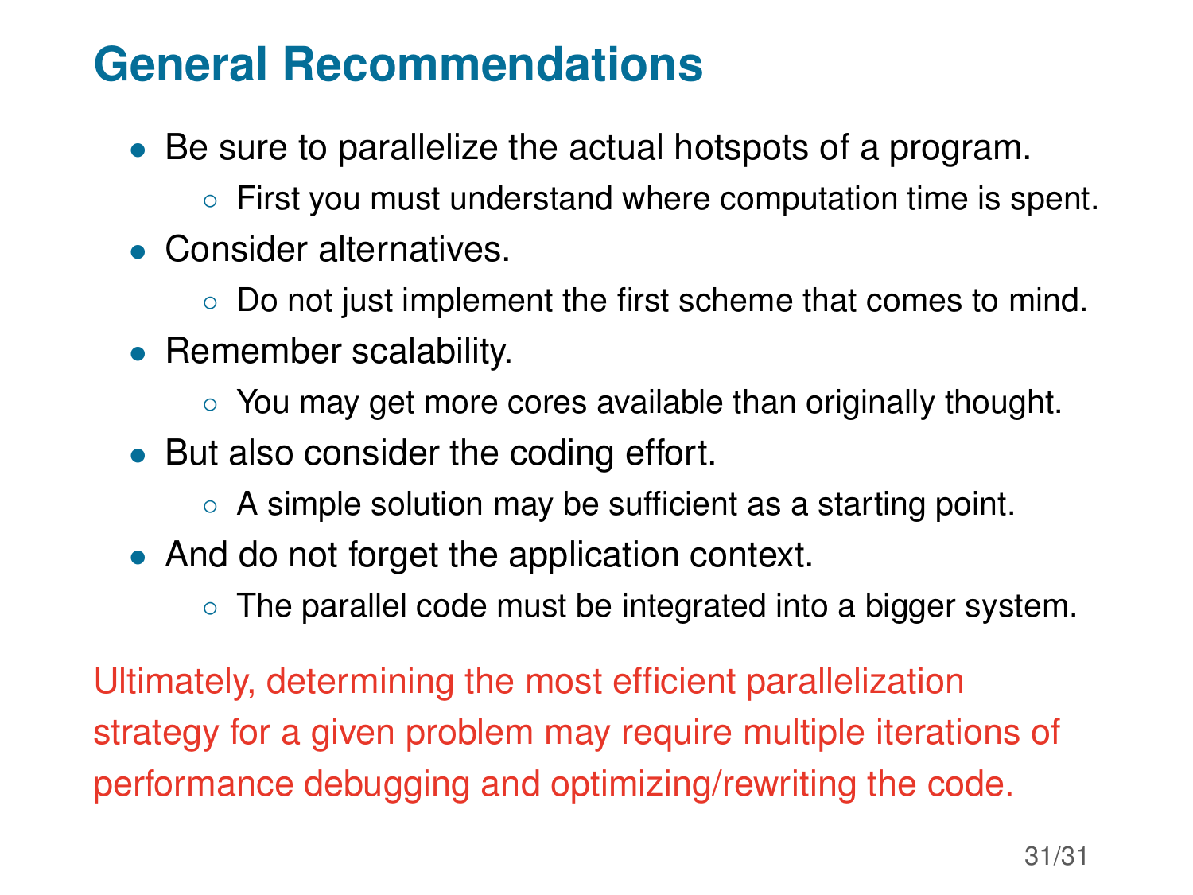# General Recommendations

- Be sure to parallelize the actual hotspots of a program.
  - First you must understand where computation time is spent.
- Consider alternatives.
  - Do not just implement the first scheme that comes to mind.
- Remember scalability.
  - You may get more cores available than originally thought.
- But also consider the coding effort.
  - A simple solution may be sufficient as a starting point.
- And do not forget the application context.
  - The parallel code must be integrated into a bigger system.

Ultimately, determining the most efficient parallelization strategy for a given problem may require multiple iterations of performance debugging and optimizing/rewriting the code.